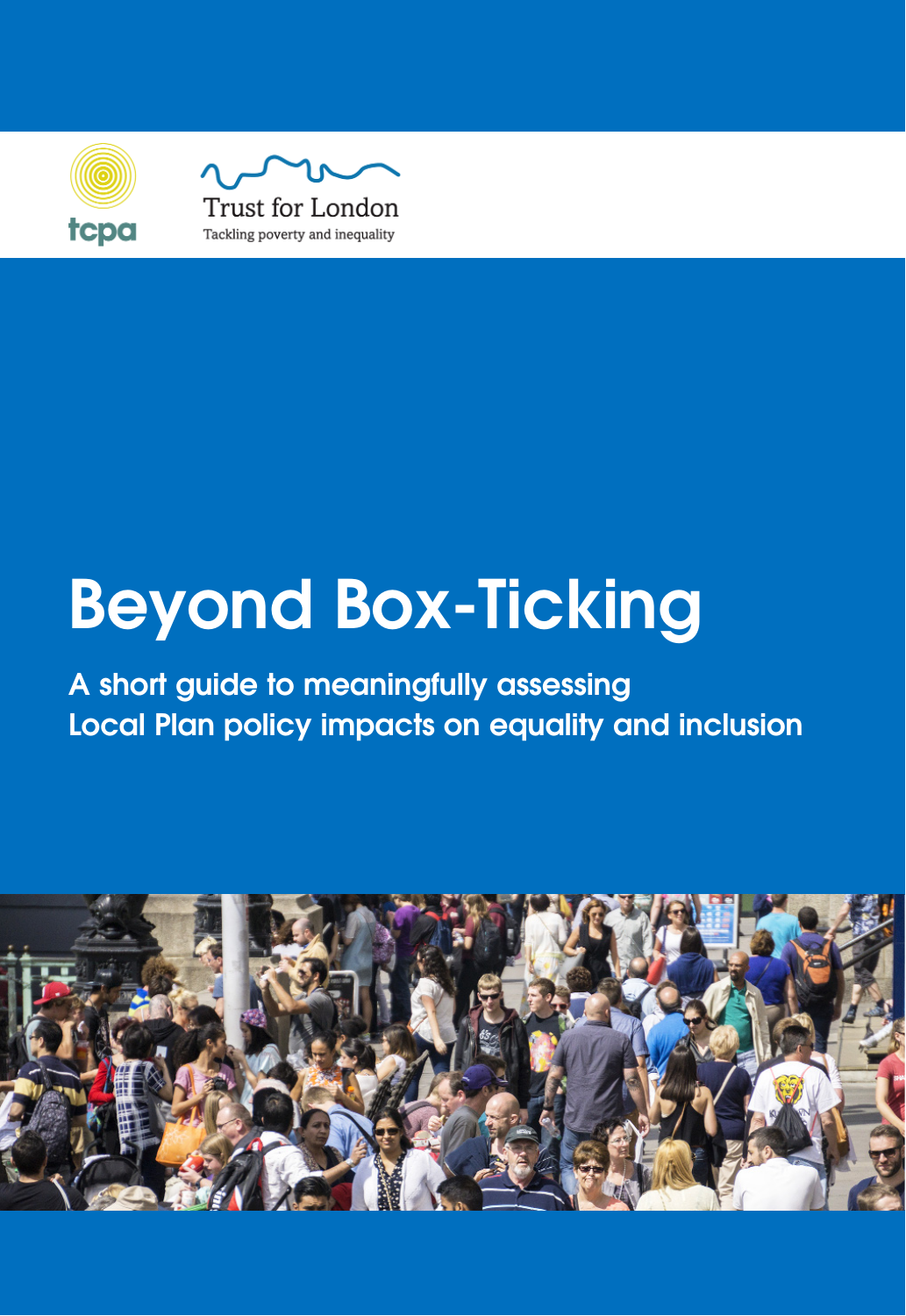tcpa

Trust for London

Tackling poverty and inequality

# Beyond Box-Ticking

## A short guide to meaningfully assessing Local Plan policy impacts on equality and inclusion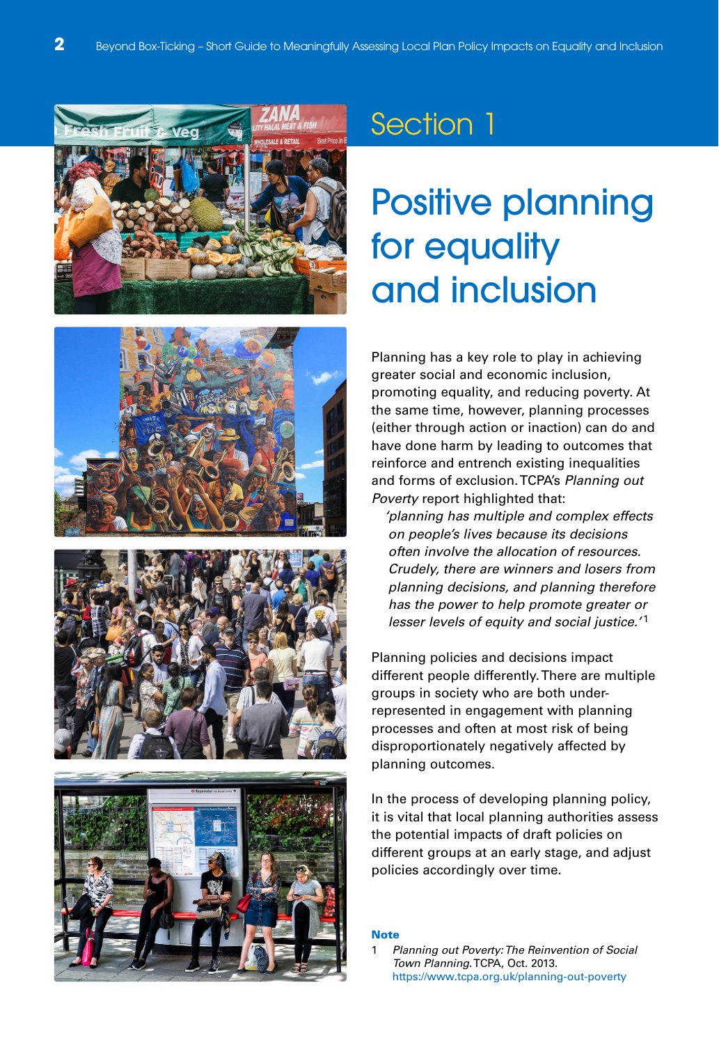# Section 1

## Positive planning for equality and inclusion

Planning has a key role to play in achieving greater social and economic inclusion, promoting equality, and reducing poverty. At the same time, however, planning processes (either through action or inaction) can do and have done harm by leading to outcomes that reinforce and entrench existing inequalities and forms of exclusion. TCPA's *Planning out Poverty* report highlighted that:

> *'planning has multiple and complex effects on people's lives because its decisions often involve the allocation of resources. Crudely, there are winners and losers from planning decisions, and planning therefore has the power to help promote greater or lesser levels of equity and social justice.'*[1]

Planning policies and decisions impact different people differently. There are multiple groups in society who are both under-represented in engagement with planning processes and often at most risk of being disproportionately negatively affected by planning outcomes.

In the process of developing planning policy, it is vital that local planning authorities assess the potential impacts of draft policies on different groups at an early stage, and adjust policies accordingly over time.

**Note**

1 *Planning out Poverty: The Reinvention of Social Town Planning.* TCPA, Oct. 2013. https://www.tcpa.org.uk/planning-out-poverty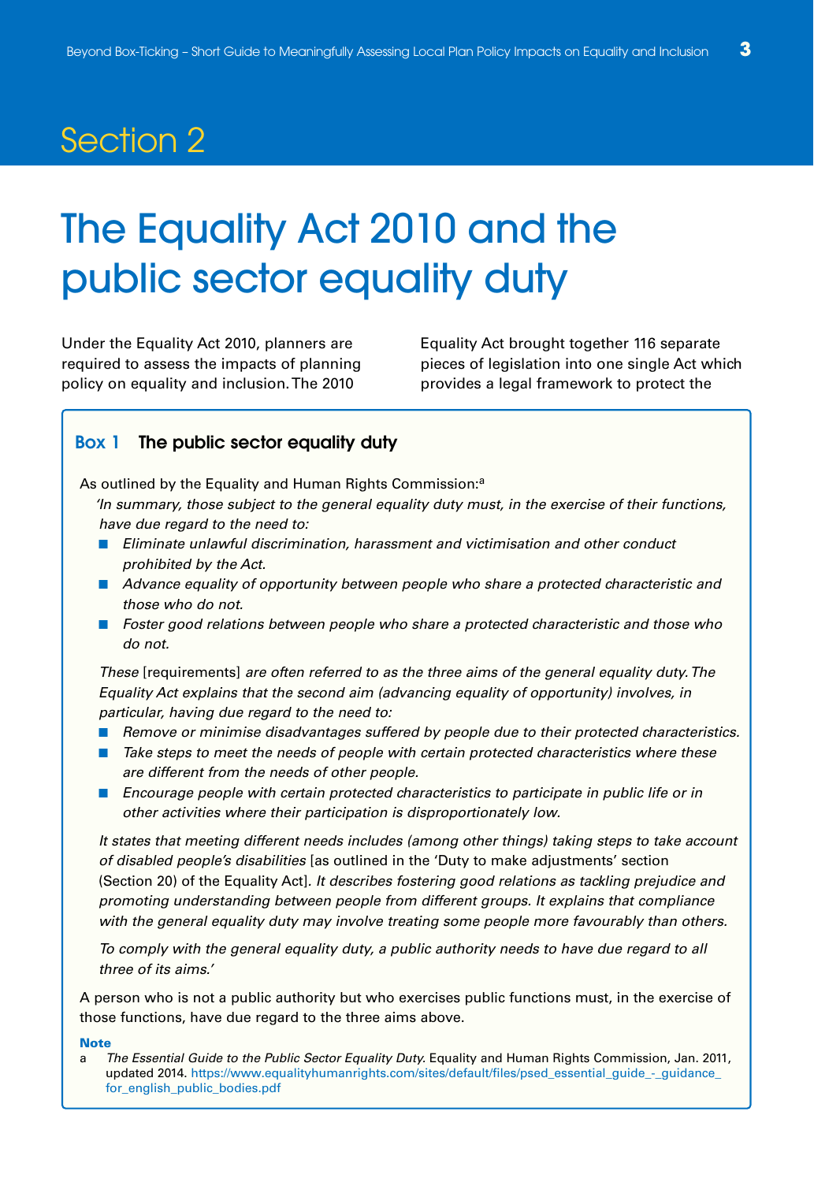# Section 2

# The Equality Act 2010 and the public sector equality duty

Under the Equality Act 2010, planners are required to assess the impacts of planning policy on equality and inclusion. The 2010 Equality Act brought together 116 separate pieces of legislation into one single Act which provides a legal framework to protect the

> **Box 1 The public sector equality duty**
>
> As outlined by the Equality and Human Rights Commission:[a]
>
> *'In summary, those subject to the general equality duty must, in the exercise of their functions, have due regard to the need to:*
>
> - *Eliminate unlawful discrimination, harassment and victimisation and other conduct prohibited by the Act.*
> - *Advance equality of opportunity between people who share a protected characteristic and those who do not.*
> - *Foster good relations between people who share a protected characteristic and those who do not.*
>
> *These* [requirements] *are often referred to as the three aims of the general equality duty. The Equality Act explains that the second aim (advancing equality of opportunity) involves, in particular, having due regard to the need to:*
>
> - *Remove or minimise disadvantages suffered by people due to their protected characteristics.*
> - *Take steps to meet the needs of people with certain protected characteristics where these are different from the needs of other people.*
> - *Encourage people with certain protected characteristics to participate in public life or in other activities where their participation is disproportionately low.*
>
> *It states that meeting different needs includes (among other things) taking steps to take account of disabled people's disabilities* [as outlined in the 'Duty to make adjustments' section (Section 20) of the Equality Act]. *It describes fostering good relations as tackling prejudice and promoting understanding between people from different groups. It explains that compliance with the general equality duty may involve treating some people more favourably than others.*
>
> *To comply with the general equality duty, a public authority needs to have due regard to all three of its aims.'*
>
> A person who is not a public authority but who exercises public functions must, in the exercise of those functions, have due regard to the three aims above.
>
> **Note**
>
> a *The Essential Guide to the Public Sector Equality Duty*. Equality and Human Rights Commission, Jan. 2011, updated 2014. https://www.equalityhumanrights.com/sites/default/files/psed_essential_guide_-_guidance_for_english_public_bodies.pdf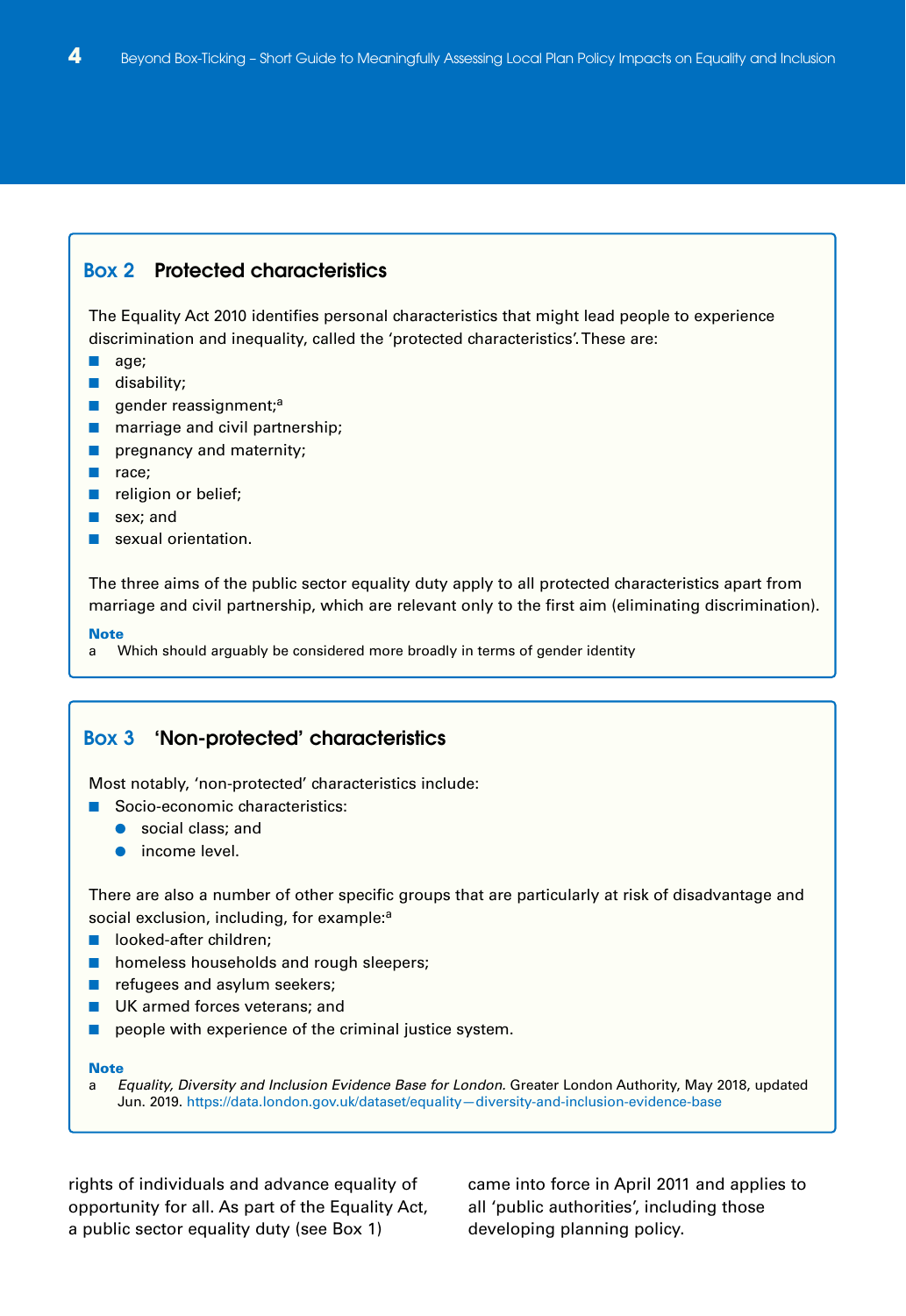### Box 2 Protected characteristics

The Equality Act 2010 identifies personal characteristics that might lead people to experience discrimination and inequality, called the 'protected characteristics'. These are:

- age;
- disability;
- gender reassignment;[a]
- marriage and civil partnership;
- pregnancy and maternity;
- race;
- religion or belief;
- sex; and
- sexual orientation.

The three aims of the public sector equality duty apply to all protected characteristics apart from marriage and civil partnership, which are relevant only to the first aim (eliminating discrimination).

**Note**

a Which should arguably be considered more broadly in terms of gender identity

### Box 3 'Non-protected' characteristics

Most notably, 'non-protected' characteristics include:

- Socio-economic characteristics:
  - social class; and
  - income level.

There are also a number of other specific groups that are particularly at risk of disadvantage and social exclusion, including, for example:[a]

- looked-after children;
- homeless households and rough sleepers;
- refugees and asylum seekers;
- UK armed forces veterans; and
- people with experience of the criminal justice system.

**Note**

a *Equality, Diversity and Inclusion Evidence Base for London.* Greater London Authority, May 2018, updated Jun. 2019. https://data.london.gov.uk/dataset/equality—diversity-and-inclusion-evidence-base

rights of individuals and advance equality of opportunity for all. As part of the Equality Act, a public sector equality duty (see Box 1) came into force in April 2011 and applies to all 'public authorities', including those developing planning policy.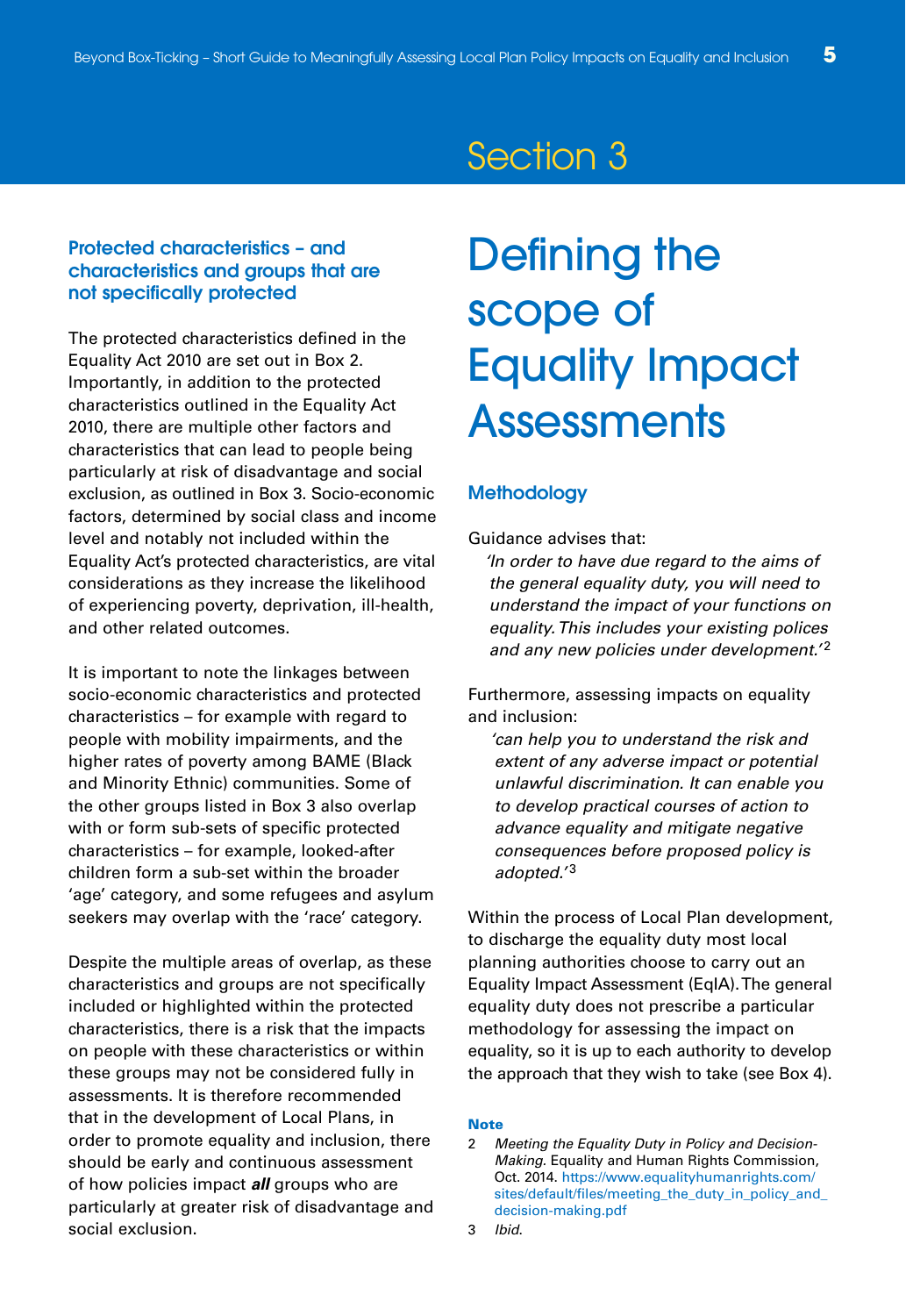# Section 3

# Defining the scope of Equality Impact Assessments

### Protected characteristics – and characteristics and groups that are not specifically protected

The protected characteristics defined in the Equality Act 2010 are set out in Box 2. Importantly, in addition to the protected characteristics outlined in the Equality Act 2010, there are multiple other factors and characteristics that can lead to people being particularly at risk of disadvantage and social exclusion, as outlined in Box 3. Socio-economic factors, determined by social class and income level and notably not included within the Equality Act's protected characteristics, are vital considerations as they increase the likelihood of experiencing poverty, deprivation, ill-health, and other related outcomes.

It is important to note the linkages between socio-economic characteristics and protected characteristics – for example with regard to people with mobility impairments, and the higher rates of poverty among BAME (Black and Minority Ethnic) communities. Some of the other groups listed in Box 3 also overlap with or form sub-sets of specific protected characteristics – for example, looked-after children form a sub-set within the broader 'age' category, and some refugees and asylum seekers may overlap with the 'race' category.

Despite the multiple areas of overlap, as these characteristics and groups are not specifically included or highlighted within the protected characteristics, there is a risk that the impacts on people with these characteristics or within these groups may not be considered fully in assessments. It is therefore recommended that in the development of Local Plans, in order to promote equality and inclusion, there should be early and continuous assessment of how policies impact ***all*** groups who are particularly at greater risk of disadvantage and social exclusion.

### Methodology

Guidance advises that:

> *'In order to have due regard to the aims of the general equality duty, you will need to understand the impact of your functions on equality. This includes your existing polices and any new policies under development.'*[2]

Furthermore, assessing impacts on equality and inclusion:

> *'can help you to understand the risk and extent of any adverse impact or potential unlawful discrimination. It can enable you to develop practical courses of action to advance equality and mitigate negative consequences before proposed policy is adopted.'*[3]

Within the process of Local Plan development, to discharge the equality duty most local planning authorities choose to carry out an Equality Impact Assessment (EqIA). The general equality duty does not prescribe a particular methodology for assessing the impact on equality, so it is up to each authority to develop the approach that they wish to take (see Box 4).

**Note**

2 *Meeting the Equality Duty in Policy and Decision-Making*. Equality and Human Rights Commission, Oct. 2014. https://www.equalityhumanrights.com/sites/default/files/meeting_the_duty_in_policy_and_decision-making.pdf

3 *Ibid*.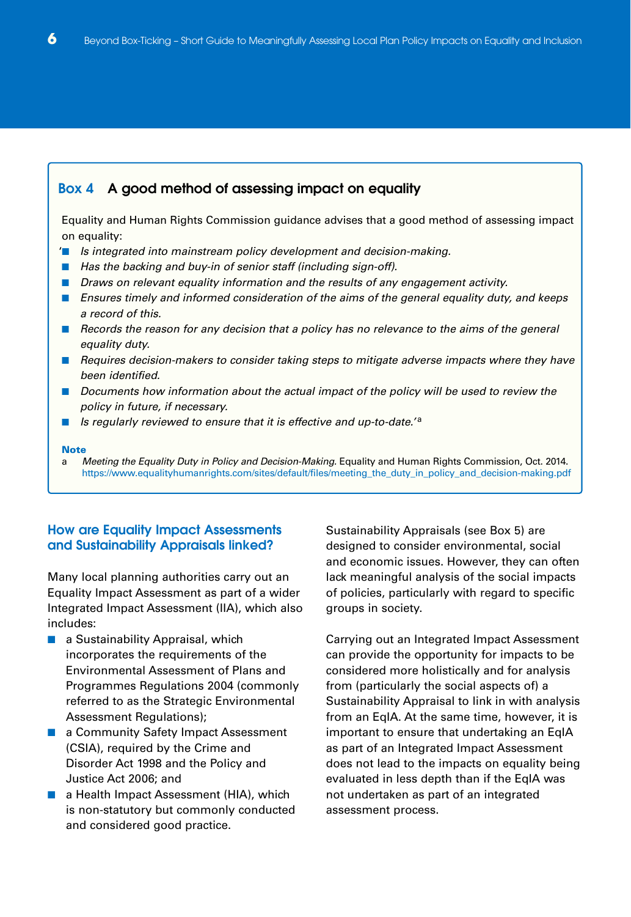## Box 4 A good method of assessing impact on equality

Equality and Human Rights Commission guidance advises that a good method of assessing impact on equality:

- '*Is integrated into mainstream policy development and decision-making.*
- *Has the backing and buy-in of senior staff (including sign-off).*
- *Draws on relevant equality information and the results of any engagement activity.*
- *Ensures timely and informed consideration of the aims of the general equality duty, and keeps a record of this.*
- *Records the reason for any decision that a policy has no relevance to the aims of the general equality duty.*
- *Requires decision-makers to consider taking steps to mitigate adverse impacts where they have been identified.*
- *Documents how information about the actual impact of the policy will be used to review the policy in future, if necessary.*
- *Is regularly reviewed to ensure that it is effective and up-to-date.*'[a]

**Note**

a *Meeting the Equality Duty in Policy and Decision-Making.* Equality and Human Rights Commission, Oct. 2014. https://www.equalityhumanrights.com/sites/default/files/meeting_the_duty_in_policy_and_decision-making.pdf

### How are Equality Impact Assessments and Sustainability Appraisals linked?

Many local planning authorities carry out an Equality Impact Assessment as part of a wider Integrated Impact Assessment (IIA), which also includes:

- a Sustainability Appraisal, which incorporates the requirements of the Environmental Assessment of Plans and Programmes Regulations 2004 (commonly referred to as the Strategic Environmental Assessment Regulations);
- a Community Safety Impact Assessment (CSIA), required by the Crime and Disorder Act 1998 and the Policy and Justice Act 2006; and
- a Health Impact Assessment (HIA), which is non-statutory but commonly conducted and considered good practice.

Sustainability Appraisals (see Box 5) are designed to consider environmental, social and economic issues. However, they can often lack meaningful analysis of the social impacts of policies, particularly with regard to specific groups in society.

Carrying out an Integrated Impact Assessment can provide the opportunity for impacts to be considered more holistically and for analysis from (particularly the social aspects of) a Sustainability Appraisal to link in with analysis from an EqIA. At the same time, however, it is important to ensure that undertaking an EqIA as part of an Integrated Impact Assessment does not lead to the impacts on equality being evaluated in less depth than if the EqIA was not undertaken as part of an integrated assessment process.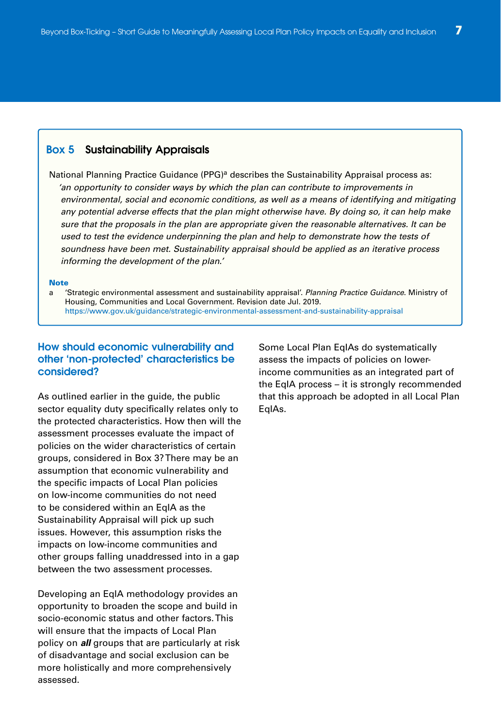## Box 5 Sustainability Appraisals

National Planning Practice Guidance (PPG)[a] describes the Sustainability Appraisal process as:

> *'an opportunity to consider ways by which the plan can contribute to improvements in environmental, social and economic conditions, as well as a means of identifying and mitigating any potential adverse effects that the plan might otherwise have. By doing so, it can help make sure that the proposals in the plan are appropriate given the reasonable alternatives. It can be used to test the evidence underpinning the plan and help to demonstrate how the tests of soundness have been met. Sustainability appraisal should be applied as an iterative process informing the development of the plan.'*

**Note**

a 'Strategic environmental assessment and sustainability appraisal'. *Planning Practice Guidance*. Ministry of Housing, Communities and Local Government. Revision date Jul. 2019. https://www.gov.uk/guidance/strategic-environmental-assessment-and-sustainability-appraisal

### How should economic vulnerability and other 'non-protected' characteristics be considered?

As outlined earlier in the guide, the public sector equality duty specifically relates only to the protected characteristics. How then will the assessment processes evaluate the impact of policies on the wider characteristics of certain groups, considered in Box 3? There may be an assumption that economic vulnerability and the specific impacts of Local Plan policies on low-income communities do not need to be considered within an EqIA as the Sustainability Appraisal will pick up such issues. However, this assumption risks the impacts on low-income communities and other groups falling unaddressed into in a gap between the two assessment processes.

Developing an EqIA methodology provides an opportunity to broaden the scope and build in socio-economic status and other factors. This will ensure that the impacts of Local Plan policy on ***all*** groups that are particularly at risk of disadvantage and social exclusion can be more holistically and more comprehensively assessed.

Some Local Plan EqIAs do systematically assess the impacts of policies on lower-income communities as an integrated part of the EqIA process – it is strongly recommended that this approach be adopted in all Local Plan EqIAs.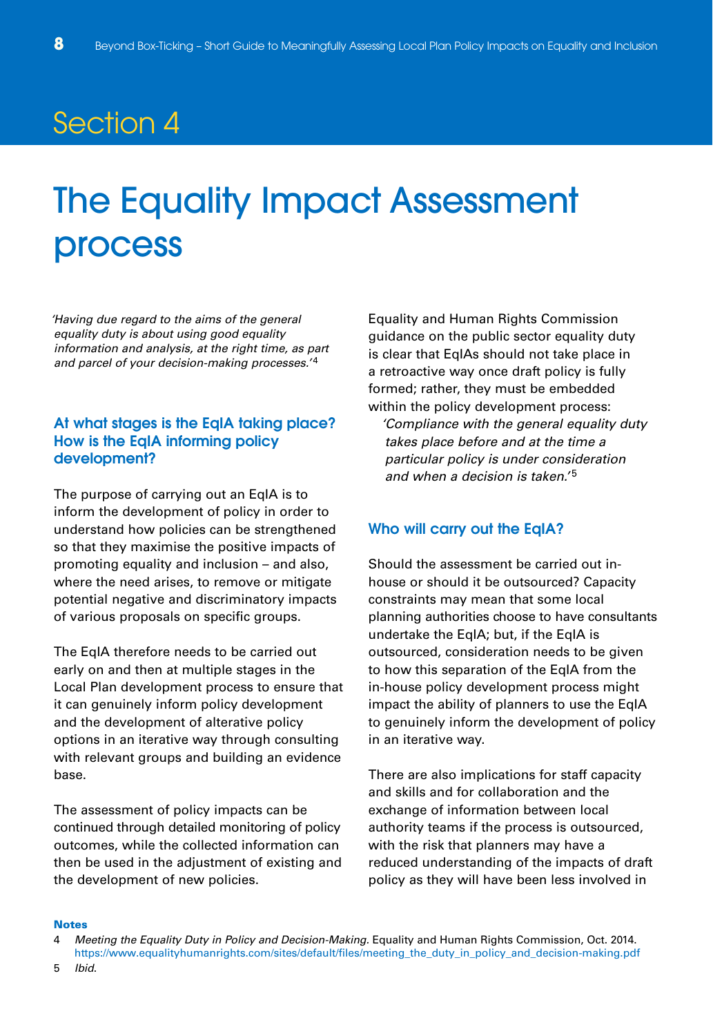# Section 4

# The Equality Impact Assessment process

*'Having due regard to the aims of the general equality duty is about using good equality information and analysis, at the right time, as part and parcel of your decision-making processes.'*[4]

### At what stages is the EqIA taking place? How is the EqIA informing policy development?

The purpose of carrying out an EqIA is to inform the development of policy in order to understand how policies can be strengthened so that they maximise the positive impacts of promoting equality and inclusion – and also, where the need arises, to remove or mitigate potential negative and discriminatory impacts of various proposals on specific groups.

The EqIA therefore needs to be carried out early on and then at multiple stages in the Local Plan development process to ensure that it can genuinely inform policy development and the development of alterative policy options in an iterative way through consulting with relevant groups and building an evidence base.

The assessment of policy impacts can be continued through detailed monitoring of policy outcomes, while the collected information can then be used in the adjustment of existing and the development of new policies.

Equality and Human Rights Commission guidance on the public sector equality duty is clear that EqIAs should not take place in a retroactive way once draft policy is fully formed; rather, they must be embedded within the policy development process:

> *'Compliance with the general equality duty takes place before and at the time a particular policy is under consideration and when a decision is taken.'*[5]

### Who will carry out the EqIA?

Should the assessment be carried out in-house or should it be outsourced? Capacity constraints may mean that some local planning authorities choose to have consultants undertake the EqIA; but, if the EqIA is outsourced, consideration needs to be given to how this separation of the EqIA from the in-house policy development process might impact the ability of planners to use the EqIA to genuinely inform the development of policy in an iterative way.

There are also implications for staff capacity and skills and for collaboration and the exchange of information between local authority teams if the process is outsourced, with the risk that planners may have a reduced understanding of the impacts of draft policy as they will have been less involved in

**Notes**

4 *Meeting the Equality Duty in Policy and Decision-Making.* Equality and Human Rights Commission, Oct. 2014. https://www.equalityhumanrights.com/sites/default/files/meeting_the_duty_in_policy_and_decision-making.pdf

5 *Ibid.*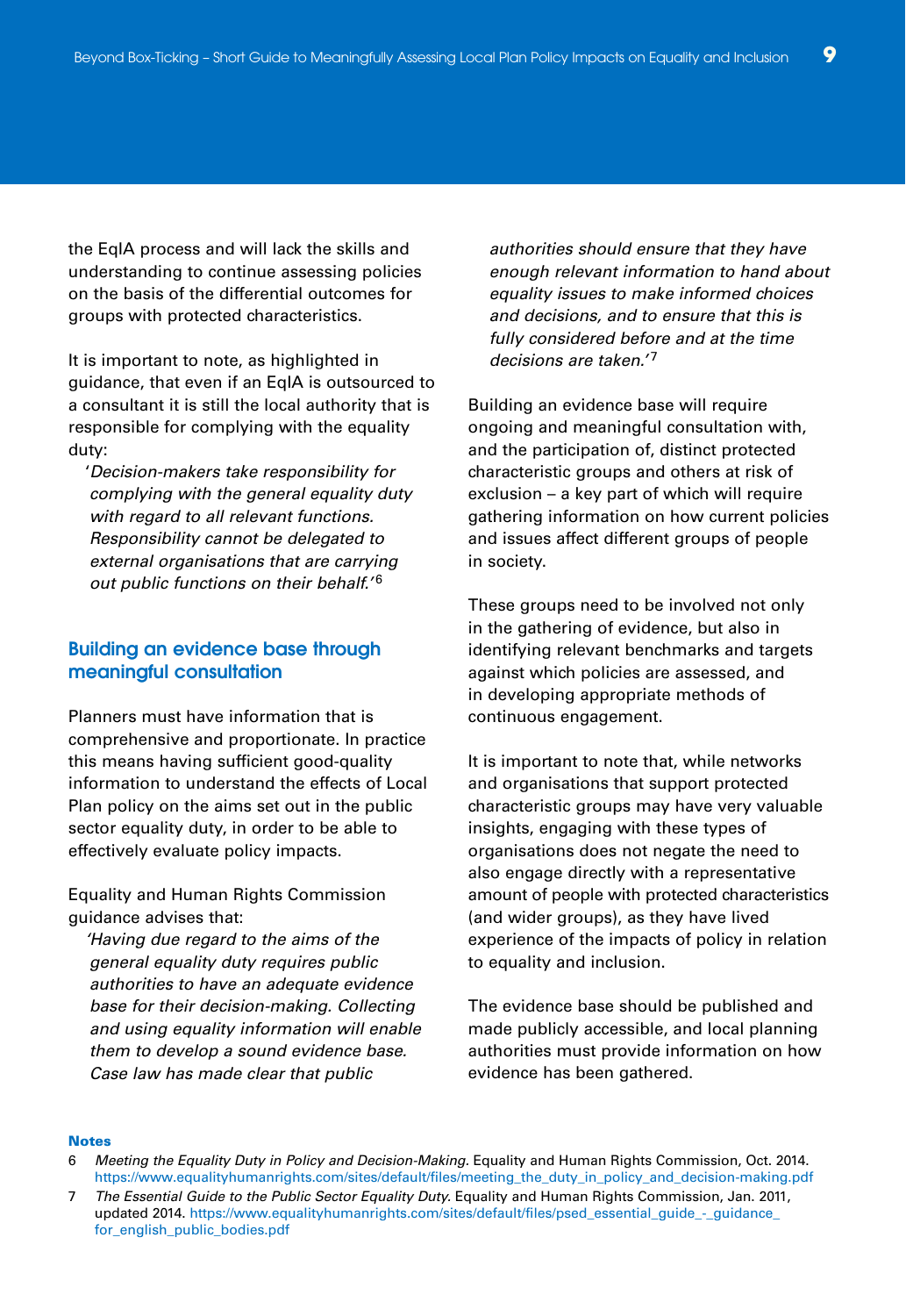the EqIA process and will lack the skills and understanding to continue assessing policies on the basis of the differential outcomes for groups with protected characteristics.

It is important to note, as highlighted in guidance, that even if an EqIA is outsourced to a consultant it is still the local authority that is responsible for complying with the equality duty:

> *'Decision-makers take responsibility for complying with the general equality duty with regard to all relevant functions. Responsibility cannot be delegated to external organisations that are carrying out public functions on their behalf.'*[6]

## Building an evidence base through meaningful consultation

Planners must have information that is comprehensive and proportionate. In practice this means having sufficient good-quality information to understand the effects of Local Plan policy on the aims set out in the public sector equality duty, in order to be able to effectively evaluate policy impacts.

Equality and Human Rights Commission guidance advises that:

> *'Having due regard to the aims of the general equality duty requires public authorities to have an adequate evidence base for their decision-making. Collecting and using equality information will enable them to develop a sound evidence base. Case law has made clear that public authorities should ensure that they have enough relevant information to hand about equality issues to make informed choices and decisions, and to ensure that this is fully considered before and at the time decisions are taken.'*[7]

Building an evidence base will require ongoing and meaningful consultation with, and the participation of, distinct protected characteristic groups and others at risk of exclusion – a key part of which will require gathering information on how current policies and issues affect different groups of people in society.

These groups need to be involved not only in the gathering of evidence, but also in identifying relevant benchmarks and targets against which policies are assessed, and in developing appropriate methods of continuous engagement.

It is important to note that, while networks and organisations that support protected characteristic groups may have very valuable insights, engaging with these types of organisations does not negate the need to also engage directly with a representative amount of people with protected characteristics (and wider groups), as they have lived experience of the impacts of policy in relation to equality and inclusion.

The evidence base should be published and made publicly accessible, and local planning authorities must provide information on how evidence has been gathered.

**Notes**

6 *Meeting the Equality Duty in Policy and Decision-Making.* Equality and Human Rights Commission, Oct. 2014. https://www.equalityhumanrights.com/sites/default/files/meeting_the_duty_in_policy_and_decision-making.pdf

7 *The Essential Guide to the Public Sector Equality Duty.* Equality and Human Rights Commission, Jan. 2011, updated 2014. https://www.equalityhumanrights.com/sites/default/files/psed_essential_guide_-_guidance_for_english_public_bodies.pdf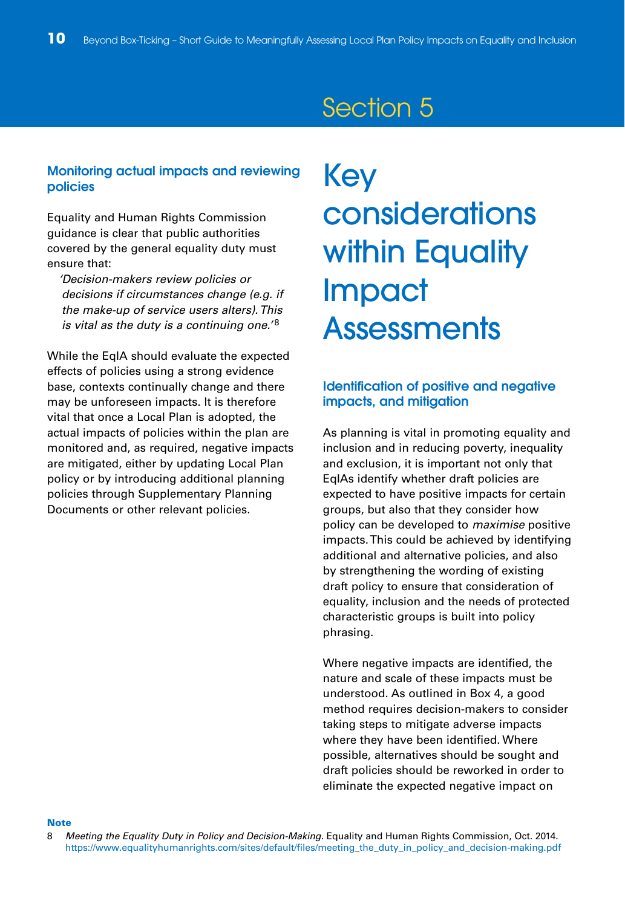### Monitoring actual impacts and reviewing policies

Equality and Human Rights Commission guidance is clear that public authorities covered by the general equality duty must ensure that:

> *'Decision-makers review policies or decisions if circumstances change (e.g. if the make-up of service users alters). This is vital as the duty is a continuing one.'*[8]

While the EqIA should evaluate the expected effects of policies using a strong evidence base, contexts continually change and there may be unforeseen impacts. It is therefore vital that once a Local Plan is adopted, the actual impacts of policies within the plan are monitored and, as required, negative impacts are mitigated, either by updating Local Plan policy or by introducing additional planning policies through Supplementary Planning Documents or other relevant policies.

## Section 5

# Key considerations within Equality Impact Assessments

### Identification of positive and negative impacts, and mitigation

As planning is vital in promoting equality and inclusion and in reducing poverty, inequality and exclusion, it is important not only that EqIAs identify whether draft policies are expected to have positive impacts for certain groups, but also that they consider how policy can be developed to *maximise* positive impacts. This could be achieved by identifying additional and alternative policies, and also by strengthening the wording of existing draft policy to ensure that consideration of equality, inclusion and the needs of protected characteristic groups is built into policy phrasing.

Where negative impacts are identified, the nature and scale of these impacts must be understood. As outlined in Box 4, a good method requires decision-makers to consider taking steps to mitigate adverse impacts where they have been identified. Where possible, alternatives should be sought and draft policies should be reworked in order to eliminate the expected negative impact on

**Note**

8 *Meeting the Equality Duty in Policy and Decision-Making.* Equality and Human Rights Commission, Oct. 2014. https://www.equalityhumanrights.com/sites/default/files/meeting_the_duty_in_policy_and_decision-making.pdf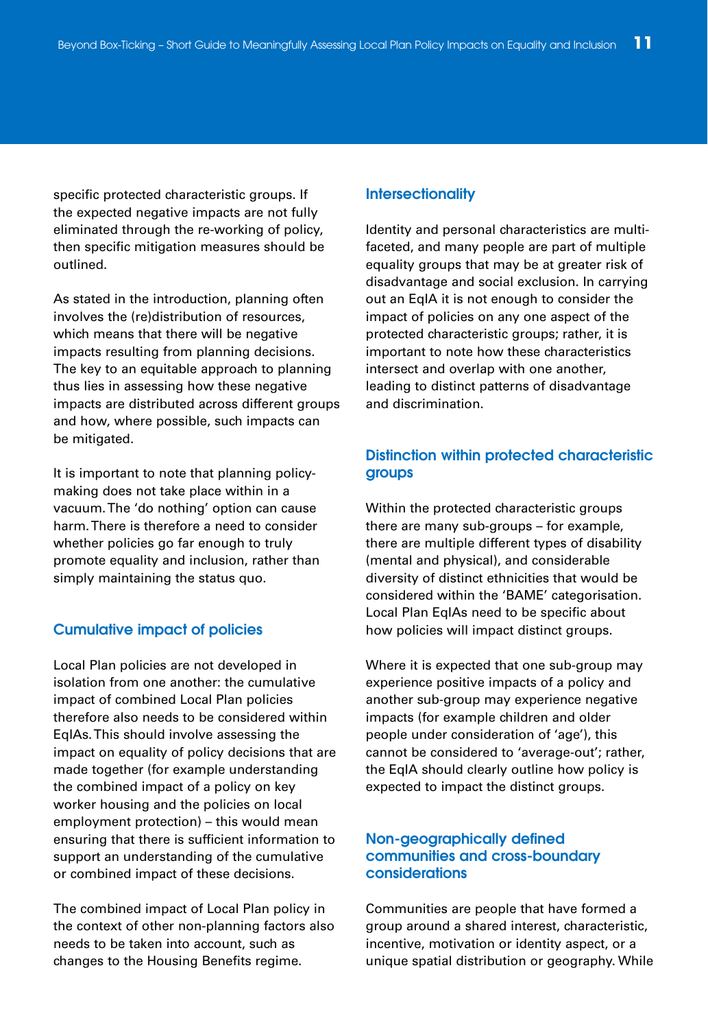specific protected characteristic groups. If the expected negative impacts are not fully eliminated through the re-working of policy, then specific mitigation measures should be outlined.

As stated in the introduction, planning often involves the (re)distribution of resources, which means that there will be negative impacts resulting from planning decisions. The key to an equitable approach to planning thus lies in assessing how these negative impacts are distributed across different groups and how, where possible, such impacts can be mitigated.

It is important to note that planning policy-making does not take place within in a vacuum. The 'do nothing' option can cause harm. There is therefore a need to consider whether policies go far enough to truly promote equality and inclusion, rather than simply maintaining the status quo.

### Cumulative impact of policies

Local Plan policies are not developed in isolation from one another: the cumulative impact of combined Local Plan policies therefore also needs to be considered within EqIAs. This should involve assessing the impact on equality of policy decisions that are made together (for example understanding the combined impact of a policy on key worker housing and the policies on local employment protection) – this would mean ensuring that there is sufficient information to support an understanding of the cumulative or combined impact of these decisions.

The combined impact of Local Plan policy in the context of other non-planning factors also needs to be taken into account, such as changes to the Housing Benefits regime.

### Intersectionality

Identity and personal characteristics are multi-faceted, and many people are part of multiple equality groups that may be at greater risk of disadvantage and social exclusion. In carrying out an EqIA it is not enough to consider the impact of policies on any one aspect of the protected characteristic groups; rather, it is important to note how these characteristics intersect and overlap with one another, leading to distinct patterns of disadvantage and discrimination.

### Distinction within protected characteristic groups

Within the protected characteristic groups there are many sub-groups – for example, there are multiple different types of disability (mental and physical), and considerable diversity of distinct ethnicities that would be considered within the 'BAME' categorisation. Local Plan EqIAs need to be specific about how policies will impact distinct groups.

Where it is expected that one sub-group may experience positive impacts of a policy and another sub-group may experience negative impacts (for example children and older people under consideration of 'age'), this cannot be considered to 'average-out'; rather, the EqIA should clearly outline how policy is expected to impact the distinct groups.

### Non-geographically defined communities and cross-boundary considerations

Communities are people that have formed a group around a shared interest, characteristic, incentive, motivation or identity aspect, or a unique spatial distribution or geography. While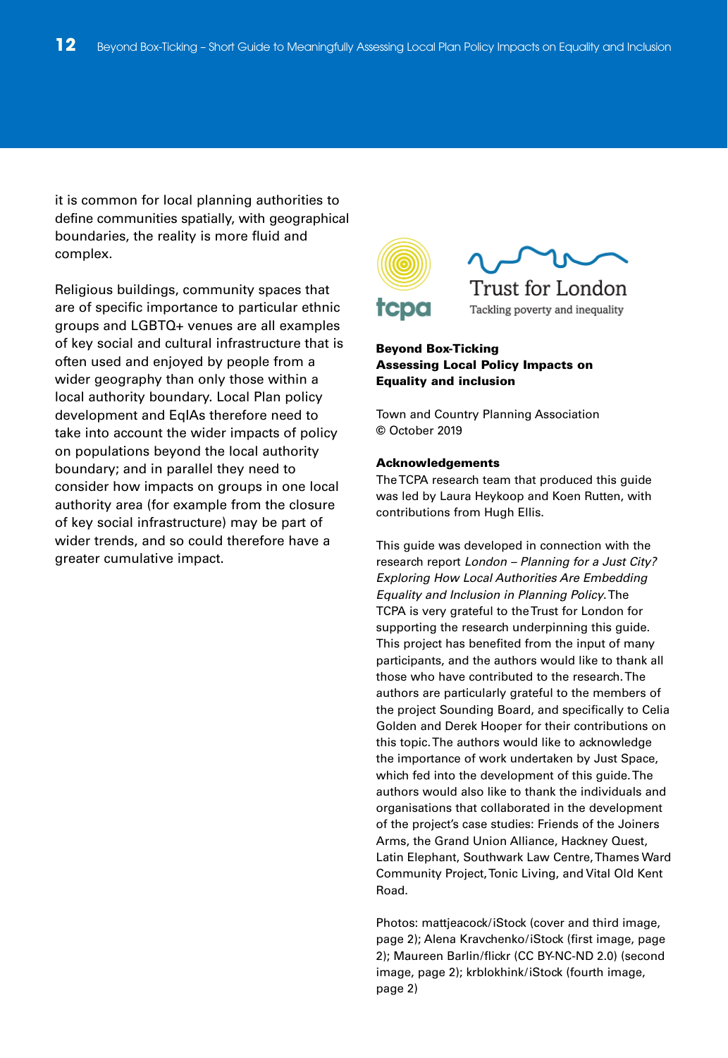it is common for local planning authorities to define communities spatially, with geographical boundaries, the reality is more fluid and complex.

Religious buildings, community spaces that are of specific importance to particular ethnic groups and LGBTQ+ venues are all examples of key social and cultural infrastructure that is often used and enjoyed by people from a wider geography than only those within a local authority boundary. Local Plan policy development and EqIAs therefore need to take into account the wider impacts of policy on populations beyond the local authority boundary; and in parallel they need to consider how impacts on groups in one local authority area (for example from the closure of key social infrastructure) may be part of wider trends, and so could therefore have a greater cumulative impact.

tcpa

Trust for London
Tackling poverty and inequality

**Beyond Box-Ticking**
**Assessing Local Policy Impacts on Equality and inclusion**

Town and Country Planning Association
© October 2019

**Acknowledgements**

The TCPA research team that produced this guide was led by Laura Heykoop and Koen Rutten, with contributions from Hugh Ellis.

This guide was developed in connection with the research report *London – Planning for a Just City? Exploring How Local Authorities Are Embedding Equality and Inclusion in Planning Policy*. The TCPA is very grateful to the Trust for London for supporting the research underpinning this guide. This project has benefited from the input of many participants, and the authors would like to thank all those who have contributed to the research. The authors are particularly grateful to the members of the project Sounding Board, and specifically to Celia Golden and Derek Hooper for their contributions on this topic. The authors would like to acknowledge the importance of work undertaken by Just Space, which fed into the development of this guide. The authors would also like to thank the individuals and organisations that collaborated in the development of the project's case studies: Friends of the Joiners Arms, the Grand Union Alliance, Hackney Quest, Latin Elephant, Southwark Law Centre, Thames Ward Community Project, Tonic Living, and Vital Old Kent Road.

Photos: mattjeacock/iStock (cover and third image, page 2); Alena Kravchenko/iStock (first image, page 2); Maureen Barlin/flickr (CC BY-NC-ND 2.0) (second image, page 2); krblokhink/iStock (fourth image, page 2)